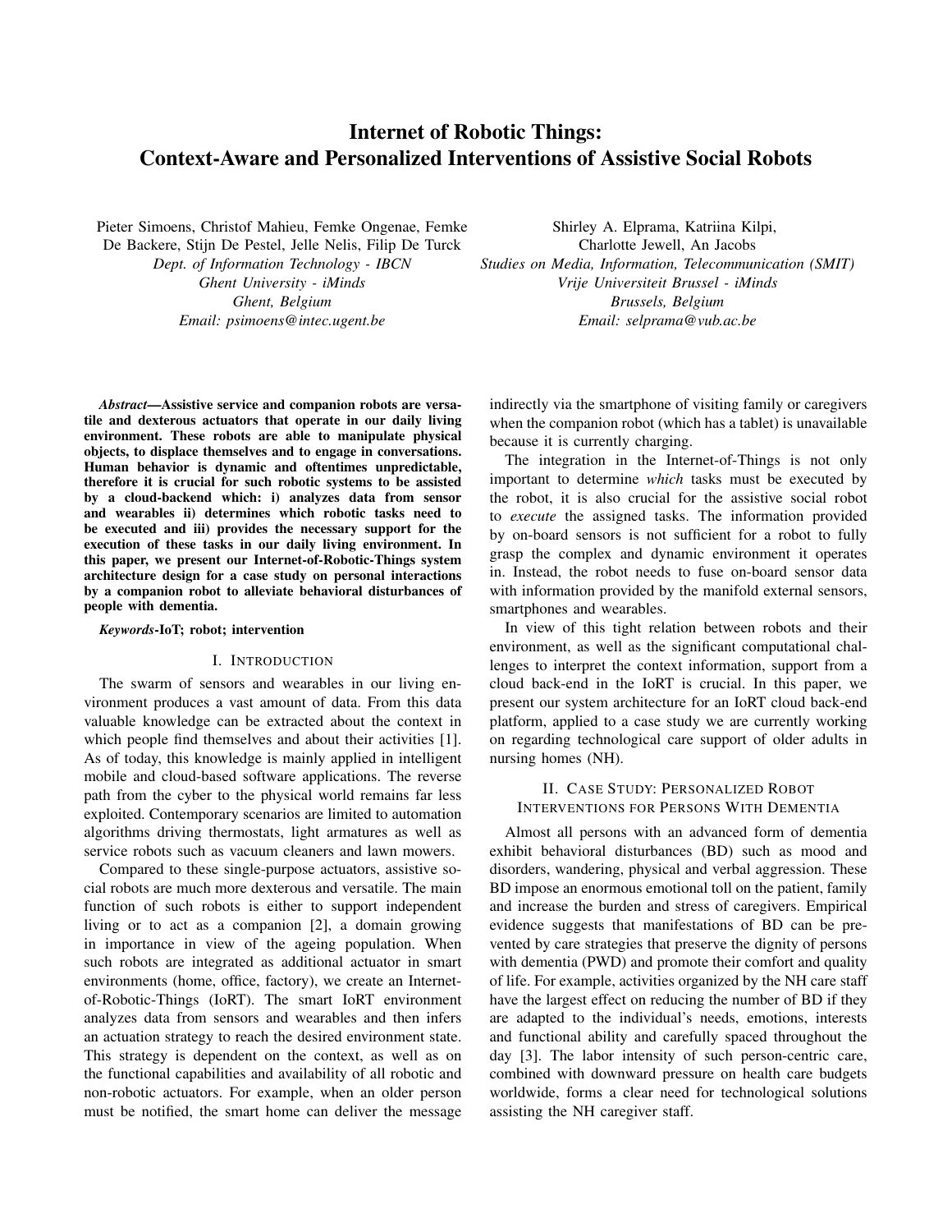# Internet of Robotic Things: Context-Aware and Personalized Interventions of Assistive Social Robots

Pieter Simoens, Christof Mahieu, Femke Ongenae, Femke De Backere, Stijn De Pestel, Jelle Nelis, Filip De Turck
*Dept. of Information Technology - IBCN*
*Ghent University - iMinds*
*Ghent, Belgium*
*Email: psimoens@intec.ugent.be*

Shirley A. Elprama, Katriina Kilpi, Charlotte Jewell, An Jacobs
*Studies on Media, Information, Telecommunication (SMIT)*
*Vrije Universiteit Brussel - iMinds*
*Brussels, Belgium*
*Email: selprama@vub.ac.be*

***Abstract*—Assistive service and companion robots are versatile and dexterous actuators that operate in our daily living environment. These robots are able to manipulate physical objects, to displace themselves and to engage in conversations. Human behavior is dynamic and oftentimes unpredictable, therefore it is crucial for such robotic systems to be assisted by a cloud-backend which: i) analyzes data from sensor and wearables ii) determines which robotic tasks need to be executed and iii) provides the necessary support for the execution of these tasks in our daily living environment. In this paper, we present our Internet-of-Robotic-Things system architecture design for a case study on personal interactions by a companion robot to alleviate behavioral disturbances of people with dementia.**

***Keywords*-IoT; robot; intervention**

## I. Introduction

The swarm of sensors and wearables in our living environment produces a vast amount of data. From this data valuable knowledge can be extracted about the context in which people find themselves and about their activities [1]. As of today, this knowledge is mainly applied in intelligent mobile and cloud-based software applications. The reverse path from the cyber to the physical world remains far less exploited. Contemporary scenarios are limited to automation algorithms driving thermostats, light armatures as well as service robots such as vacuum cleaners and lawn mowers.

Compared to these single-purpose actuators, assistive social robots are much more dexterous and versatile. The main function of such robots is either to support independent living or to act as a companion [2], a domain growing in importance in view of the ageing population. When such robots are integrated as additional actuator in smart environments (home, office, factory), we create an Internet-of-Robotic-Things (IoRT). The smart IoRT environment analyzes data from sensors and wearables and then infers an actuation strategy to reach the desired environment state. This strategy is dependent on the context, as well as on the functional capabilities and availability of all robotic and non-robotic actuators. For example, when an older person must be notified, the smart home can deliver the message indirectly via the smartphone of visiting family or caregivers when the companion robot (which has a tablet) is unavailable because it is currently charging.

The integration in the Internet-of-Things is not only important to determine *which* tasks must be executed by the robot, it is also crucial for the assistive social robot to *execute* the assigned tasks. The information provided by on-board sensors is not sufficient for a robot to fully grasp the complex and dynamic environment it operates in. Instead, the robot needs to fuse on-board sensor data with information provided by the manifold external sensors, smartphones and wearables.

In view of this tight relation between robots and their environment, as well as the significant computational challenges to interpret the context information, support from a cloud back-end in the IoRT is crucial. In this paper, we present our system architecture for an IoRT cloud back-end platform, applied to a case study we are currently working on regarding technological care support of older adults in nursing homes (NH).

## II. Case Study: Personalized Robot Interventions for Persons With Dementia

Almost all persons with an advanced form of dementia exhibit behavioral disturbances (BD) such as mood and disorders, wandering, physical and verbal aggression. These BD impose an enormous emotional toll on the patient, family and increase the burden and stress of caregivers. Empirical evidence suggests that manifestations of BD can be prevented by care strategies that preserve the dignity of persons with dementia (PWD) and promote their comfort and quality of life. For example, activities organized by the NH care staff have the largest effect on reducing the number of BD if they are adapted to the individual's needs, emotions, interests and functional ability and carefully spaced throughout the day [3]. The labor intensity of such person-centric care, combined with downward pressure on health care budgets worldwide, forms a clear need for technological solutions assisting the NH caregiver staff.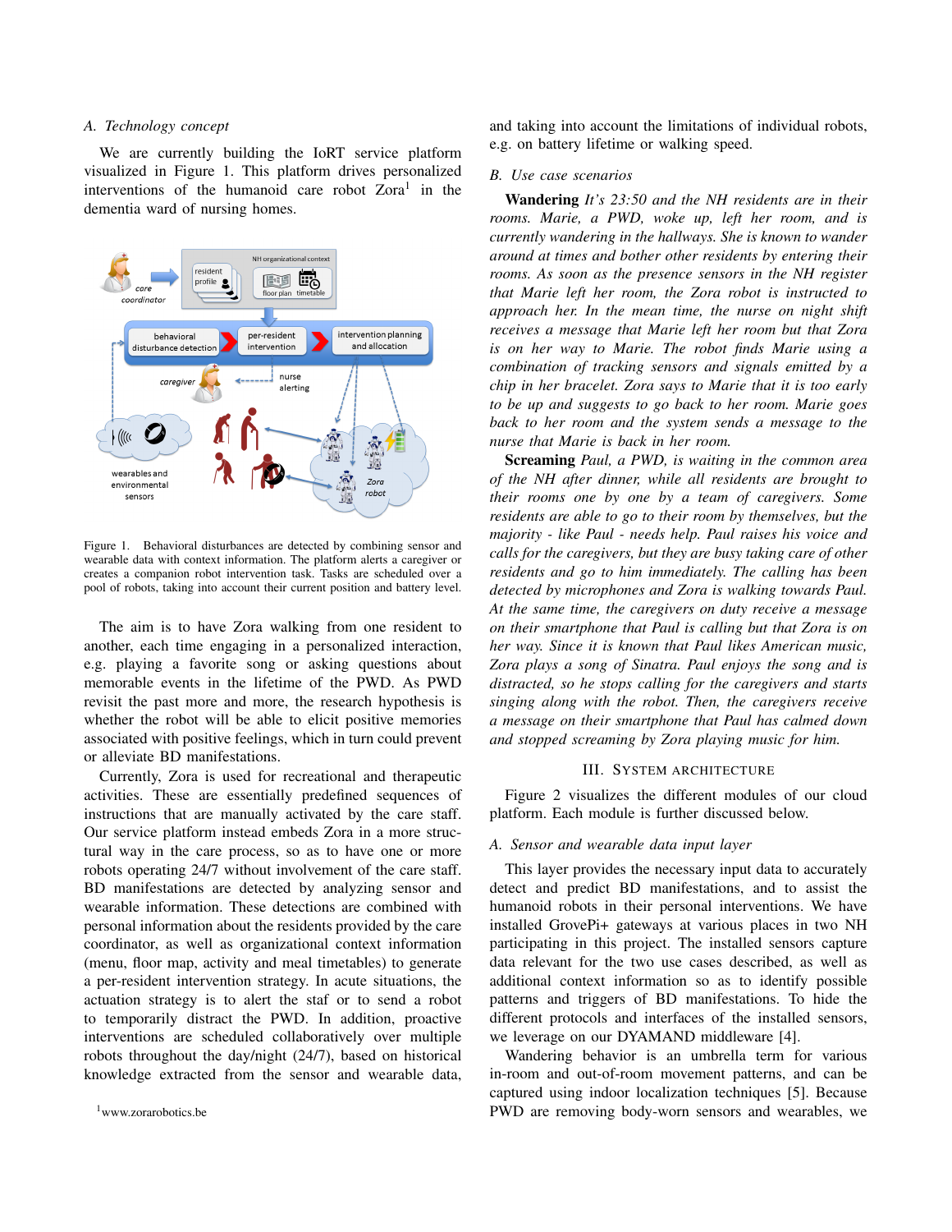### A. Technology concept

We are currently building the IoRT service platform visualized in Figure 1. This platform drives personalized interventions of the humanoid care robot Zora[1] in the dementia ward of nursing homes.

Figure 1. Behavioral disturbances are detected by combining sensor and wearable data with context information. The platform alerts a caregiver or creates a companion robot intervention task. Tasks are scheduled over a pool of robots, taking into account their current position and battery level.

The aim is to have Zora walking from one resident to another, each time engaging in a personalized interaction, e.g. playing a favorite song or asking questions about memorable events in the lifetime of the PWD. As PWD revisit the past more and more, the research hypothesis is whether the robot will be able to elicit positive memories associated with positive feelings, which in turn could prevent or alleviate BD manifestations.

Currently, Zora is used for recreational and therapeutic activities. These are essentially predefined sequences of instructions that are manually activated by the care staff. Our service platform instead embeds Zora in a more structural way in the care process, so as to have one or more robots operating 24/7 without involvement of the care staff. BD manifestations are detected by analyzing sensor and wearable information. These detections are combined with personal information about the residents provided by the care coordinator, as well as organizational context information (menu, floor map, activity and meal timetables) to generate a per-resident intervention strategy. In acute situations, the actuation strategy is to alert the staf or to send a robot to temporarily distract the PWD. In addition, proactive interventions are scheduled collaboratively over multiple robots throughout the day/night (24/7), based on historical knowledge extracted from the sensor and wearable data, and taking into account the limitations of individual robots, e.g. on battery lifetime or walking speed.

[1] www.zorarobotics.be

### B. Use case scenarios

**Wandering** *It's 23:50 and the NH residents are in their rooms. Marie, a PWD, woke up, left her room, and is currently wandering in the hallways. She is known to wander around at times and bother other residents by entering their rooms. As soon as the presence sensors in the NH register that Marie left her room, the Zora robot is instructed to approach her. In the mean time, the nurse on night shift receives a message that Marie left her room but that Zora is on her way to Marie. The robot finds Marie using a combination of tracking sensors and signals emitted by a chip in her bracelet. Zora says to Marie that it is too early to be up and suggests to go back to her room. Marie goes back to her room and the system sends a message to the nurse that Marie is back in her room.*

**Screaming** *Paul, a PWD, is waiting in the common area of the NH after dinner, while all residents are brought to their rooms one by one by a team of caregivers. Some residents are able to go to their room by themselves, but the majority - like Paul - needs help. Paul raises his voice and calls for the caregivers, but they are busy taking care of other residents and go to him immediately. The calling has been detected by microphones and Zora is walking towards Paul. At the same time, the caregivers on duty receive a message on their smartphone that Paul is calling but that Zora is on her way. Since it is known that Paul likes American music, Zora plays a song of Sinatra. Paul enjoys the song and is distracted, so he stops calling for the caregivers and starts singing along with the robot. Then, the caregivers receive a message on their smartphone that Paul has calmed down and stopped screaming by Zora playing music for him.*

## III. System Architecture

Figure 2 visualizes the different modules of our cloud platform. Each module is further discussed below.

### A. Sensor and wearable data input layer

This layer provides the necessary input data to accurately detect and predict BD manifestations, and to assist the humanoid robots in their personal interventions. We have installed GrovePi+ gateways at various places in two NH participating in this project. The installed sensors capture data relevant for the two use cases described, as well as additional context information so as to identify possible patterns and triggers of BD manifestations. To hide the different protocols and interfaces of the installed sensors, we leverage on our DYAMAND middleware [4].

Wandering behavior is an umbrella term for various in-room and out-of-room movement patterns, and can be captured using indoor localization techniques [5]. Because PWD are removing body-worn sensors and wearables, we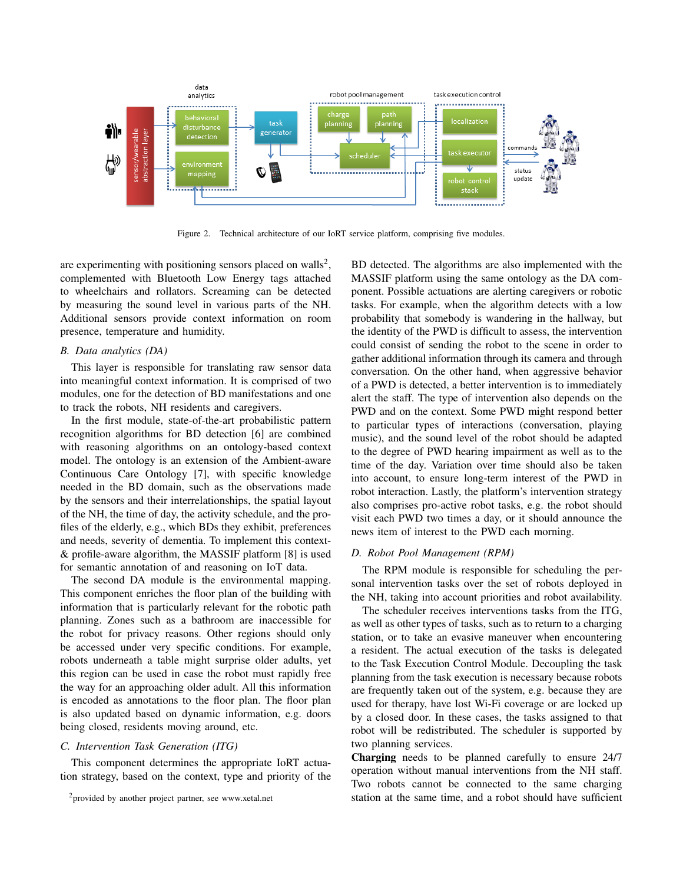Figure 2. Technical architecture of our IoRT service platform, comprising five modules.

are experimenting with positioning sensors placed on walls[2], complemented with Bluetooth Low Energy tags attached to wheelchairs and rollators. Screaming can be detected by measuring the sound level in various parts of the NH. Additional sensors provide context information on room presence, temperature and humidity.

### B. Data analytics (DA)

This layer is responsible for translating raw sensor data into meaningful context information. It is comprised of two modules, one for the detection of BD manifestations and one to track the robots, NH residents and caregivers.

In the first module, state-of-the-art probabilistic pattern recognition algorithms for BD detection [6] are combined with reasoning algorithms on an ontology-based context model. The ontology is an extension of the Ambient-aware Continuous Care Ontology [7], with specific knowledge needed in the BD domain, such as the observations made by the sensors and their interrelationships, the spatial layout of the NH, the time of day, the activity schedule, and the profiles of the elderly, e.g., which BDs they exhibit, preferences and needs, severity of dementia. To implement this context- & profile-aware algorithm, the MASSIF platform [8] is used for semantic annotation of and reasoning on IoT data.

The second DA module is the environmental mapping. This component enriches the floor plan of the building with information that is particularly relevant for the robotic path planning. Zones such as a bathroom are inaccessible for the robot for privacy reasons. Other regions should only be accessed under very specific conditions. For example, robots underneath a table might surprise older adults, yet this region can be used in case the robot must rapidly free the way for an approaching older adult. All this information is encoded as annotations to the floor plan. The floor plan is also updated based on dynamic information, e.g. doors being closed, residents moving around, etc.

### C. Intervention Task Generation (ITG)

This component determines the appropriate IoRT actuation strategy, based on the context, type and priority of the BD detected. The algorithms are also implemented with the MASSIF platform using the same ontology as the DA component. Possible actuations are alerting caregivers or robotic tasks. For example, when the algorithm detects with a low probability that somebody is wandering in the hallway, but the identity of the PWD is difficult to assess, the intervention could consist of sending the robot to the scene in order to gather additional information through its camera and through conversation. On the other hand, when aggressive behavior of a PWD is detected, a better intervention is to immediately alert the staff. The type of intervention also depends on the PWD and on the context. Some PWD might respond better to particular types of interactions (conversation, playing music), and the sound level of the robot should be adapted to the degree of PWD hearing impairment as well as to the time of the day. Variation over time should also be taken into account, to ensure long-term interest of the PWD in robot interaction. Lastly, the platform's intervention strategy also comprises pro-active robot tasks, e.g. the robot should visit each PWD two times a day, or it should announce the news item of interest to the PWD each morning.

### D. Robot Pool Management (RPM)

The RPM module is responsible for scheduling the personal intervention tasks over the set of robots deployed in the NH, taking into account priorities and robot availability.

The scheduler receives interventions tasks from the ITG, as well as other types of tasks, such as to return to a charging station, or to take an evasive maneuver when encountering a resident. The actual execution of the tasks is delegated to the Task Execution Control Module. Decoupling the task planning from the task execution is necessary because robots are frequently taken out of the system, e.g. because they are used for therapy, have lost Wi-Fi coverage or are locked up by a closed door. In these cases, the tasks assigned to that robot will be redistributed. The scheduler is supported by two planning services.

**Charging** needs to be planned carefully to ensure 24/7 operation without manual interventions from the NH staff. Two robots cannot be connected to the same charging station at the same time, and a robot should have sufficient

[2] provided by another project partner, see www.xetal.net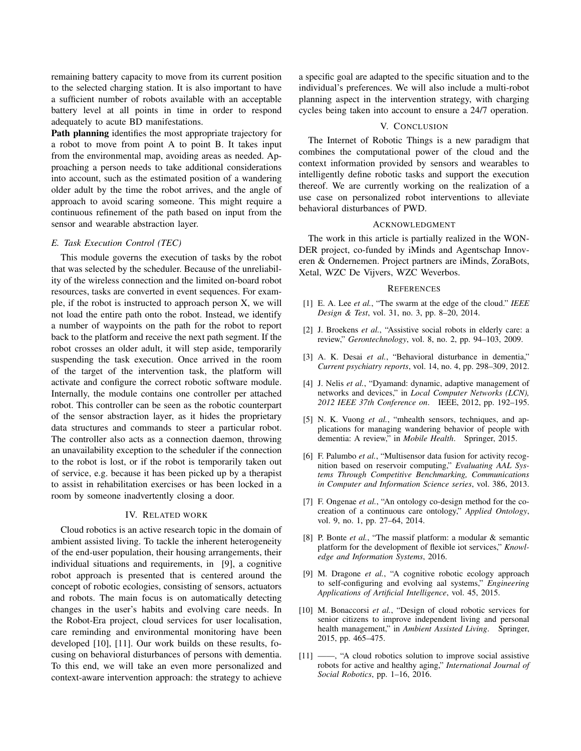remaining battery capacity to move from its current position to the selected charging station. It is also important to have a sufficient number of robots available with an acceptable battery level at all points in time in order to respond adequately to acute BD manifestations.

**Path planning** identifies the most appropriate trajectory for a robot to move from point A to point B. It takes input from the environmental map, avoiding areas as needed. Approaching a person needs to take additional considerations into account, such as the estimated position of a wandering older adult by the time the robot arrives, and the angle of approach to avoid scaring someone. This might require a continuous refinement of the path based on input from the sensor and wearable abstraction layer.

### E. Task Execution Control (TEC)

This module governs the execution of tasks by the robot that was selected by the scheduler. Because of the unreliability of the wireless connection and the limited on-board robot resources, tasks are converted in event sequences. For example, if the robot is instructed to approach person X, we will not load the entire path onto the robot. Instead, we identify a number of waypoints on the path for the robot to report back to the platform and receive the next path segment. If the robot crosses an older adult, it will step aside, temporarily suspending the task execution. Once arrived in the room of the target of the intervention task, the platform will activate and configure the correct robotic software module. Internally, the module contains one controller per attached robot. This controller can be seen as the robotic counterpart of the sensor abstraction layer, as it hides the proprietary data structures and commands to steer a particular robot. The controller also acts as a connection daemon, throwing an unavailability exception to the scheduler if the connection to the robot is lost, or if the robot is temporarily taken out of service, e.g. because it has been picked up by a therapist to assist in rehabilitation exercises or has been locked in a room by someone inadvertently closing a door.

## IV. Related work

Cloud robotics is an active research topic in the domain of ambient assisted living. To tackle the inherent heterogeneity of the end-user population, their housing arrangements, their individual situations and requirements, in [9], a cognitive robot approach is presented that is centered around the concept of robotic ecologies, consisting of sensors, actuators and robots. The main focus is on automatically detecting changes in the user's habits and evolving care needs. In the Robot-Era project, cloud services for user localisation, care reminding and environmental monitoring have been developed [10], [11]. Our work builds on these results, focusing on behavioral disturbances of persons with dementia. To this end, we will take an even more personalized and context-aware intervention approach: the strategy to achieve a specific goal are adapted to the specific situation and to the individual's preferences. We will also include a multi-robot planning aspect in the intervention strategy, with charging cycles being taken into account to ensure a 24/7 operation.

## V. Conclusion

The Internet of Robotic Things is a new paradigm that combines the computational power of the cloud and the context information provided by sensors and wearables to intelligently define robotic tasks and support the execution thereof. We are currently working on the realization of a use case on personalized robot interventions to alleviate behavioral disturbances of PWD.

## Acknowledgment

The work in this article is partially realized in the WONDER project, co-funded by iMinds and Agentschap Innoveren & Ondernemen. Project partners are iMinds, ZoraBots, Xetal, WZC De Vijvers, WZC Weverbos.

## References

[1] E. A. Lee *et al.*, "The swarm at the edge of the cloud." *IEEE Design & Test*, vol. 31, no. 3, pp. 8–20, 2014.

[2] J. Broekens *et al.*, "Assistive social robots in elderly care: a review," *Gerontechnology*, vol. 8, no. 2, pp. 94–103, 2009.

[3] A. K. Desai *et al.*, "Behavioral disturbance in dementia," *Current psychiatry reports*, vol. 14, no. 4, pp. 298–309, 2012.

[4] J. Nelis *et al.*, "Dyamand: dynamic, adaptive management of networks and devices," in *Local Computer Networks (LCN), 2012 IEEE 37th Conference on*. IEEE, 2012, pp. 192–195.

[5] N. K. Vuong *et al.*, "mhealth sensors, techniques, and applications for managing wandering behavior of people with dementia: A review," in *Mobile Health*. Springer, 2015.

[6] F. Palumbo *et al.*, "Multisensor data fusion for activity recognition based on reservoir computing," *Evaluating AAL Systems Through Competitive Benchmarking, Communications in Computer and Information Science series*, vol. 386, 2013.

[7] F. Ongenae *et al.*, "An ontology co-design method for the co-creation of a continuous care ontology," *Applied Ontology*, vol. 9, no. 1, pp. 27–64, 2014.

[8] P. Bonte *et al.*, "The massif platform: a modular & semantic platform for the development of flexible iot services," *Knowledge and Information Systems*, 2016.

[9] M. Dragone *et al.*, "A cognitive robotic ecology approach to self-configuring and evolving aal systems," *Engineering Applications of Artificial Intelligence*, vol. 45, 2015.

[10] M. Bonaccorsi *et al.*, "Design of cloud robotic services for senior citizens to improve independent living and personal health management," in *Ambient Assisted Living*. Springer, 2015, pp. 465–475.

[11] ——, "A cloud robotics solution to improve social assistive robots for active and healthy aging," *International Journal of Social Robotics*, pp. 1–16, 2016.